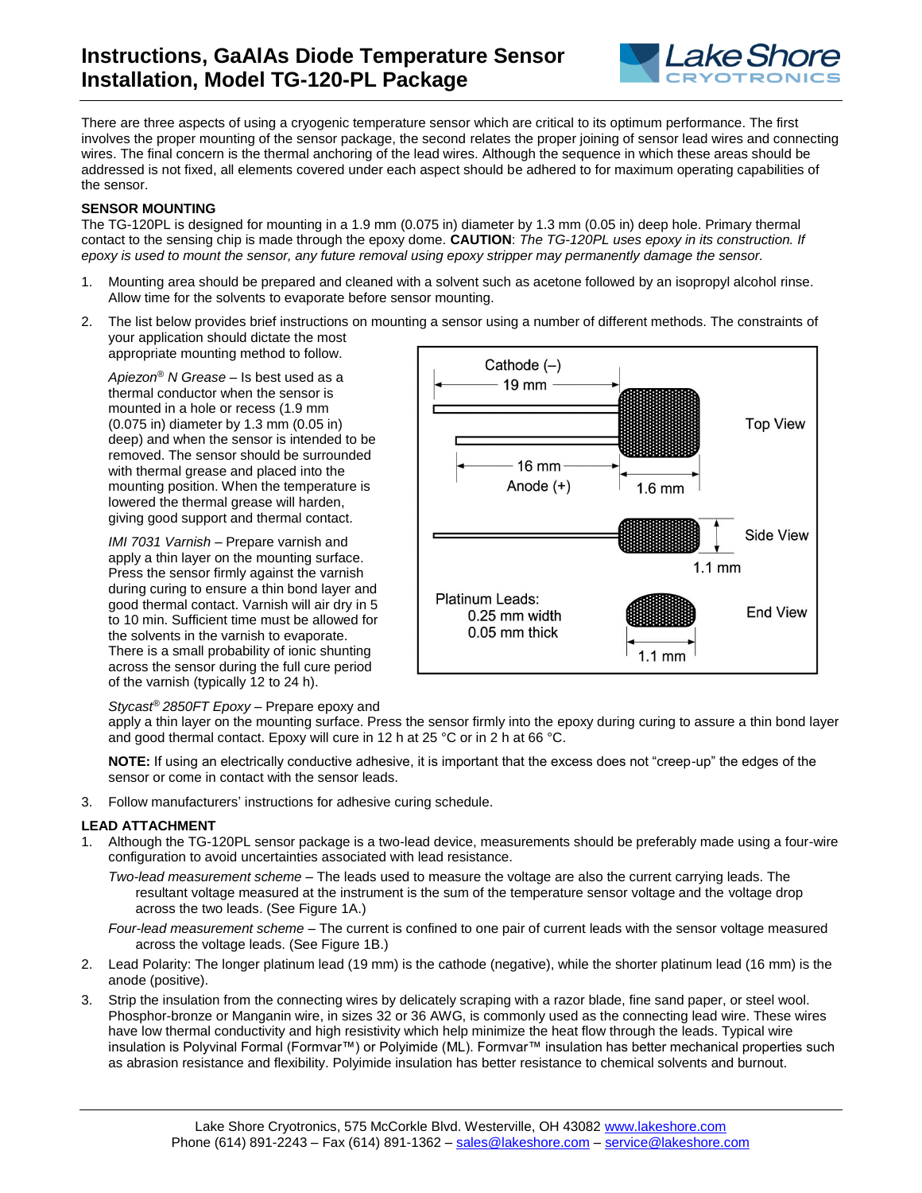# Instructions, GaAlAs Diode Temperature Sensor Installation, Model TG-120-PL Package

There are three aspects of using a cryogenic temperature sensor which are critical to its optimum performance. The first involves the proper mounting of the sensor package, the second relates the proper joining of sensor lead wires and connecting wires. The final concern is the thermal anchoring of the lead wires. Although the sequence in which these areas should be addressed is not fixed, all elements covered under each aspect should be adhered to for maximum operating capabilities of the sensor.

## SENSOR MOUNTING

The TG-120PL is designed for mounting in a 1.9 mm (0.075 in) diameter by 1.3 mm (0.05 in) deep hole. Primary thermal contact to the sensing chip is made through the epoxy dome. **CAUTION**: *The TG-120PL uses epoxy in its construction. If epoxy is used to mount the sensor, any future removal using epoxy stripper may permanently damage the sensor.*

1. Mounting area should be prepared and cleaned with a solvent such as acetone followed by an isopropyl alcohol rinse. Allow time for the solvents to evaporate before sensor mounting.
2. The list below provides brief instructions on mounting a sensor using a number of different methods. The constraints of your application should dictate the most appropriate mounting method to follow.

   *Apiezon® N Grease* – Is best used as a thermal conductor when the sensor is mounted in a hole or recess (1.9 mm (0.075 in) diameter by 1.3 mm (0.05 in) deep) and when the sensor is intended to be removed. The sensor should be surrounded with thermal grease and placed into the mounting position. When the temperature is lowered the thermal grease will harden, giving good support and thermal contact.

   *IMI 7031 Varnish* – Prepare varnish and apply a thin layer on the mounting surface. Press the sensor firmly against the varnish during curing to ensure a thin bond layer and good thermal contact. Varnish will air dry in 5 to 10 min. Sufficient time must be allowed for the solvents in the varnish to evaporate. There is a small probability of ionic shunting across the sensor during the full cure period of the varnish (typically 12 to 24 h).

   *Stycast® 2850FT Epoxy* – Prepare epoxy and apply a thin layer on the mounting surface. Press the sensor firmly into the epoxy during curing to assure a thin bond layer and good thermal contact. Epoxy will cure in 12 h at 25 °C or in 2 h at 66 °C.

   **NOTE:** If using an electrically conductive adhesive, it is important that the excess does not "creep-up" the edges of the sensor or come in contact with the sensor leads.

3. Follow manufacturers' instructions for adhesive curing schedule.

Cathode (–) 19 mm
Anode (+) 16 mm
1.6 mm
Top View
Side View
1.1 mm
End View
1.1 mm
Platinum Leads:
0.25 mm width
0.05 mm thick

## LEAD ATTACHMENT

1. Although the TG-120PL sensor package is a two-lead device, measurements should be preferably made using a four-wire configuration to avoid uncertainties associated with lead resistance.

   *Two-lead measurement scheme* – The leads used to measure the voltage are also the current carrying leads. The resultant voltage measured at the instrument is the sum of the temperature sensor voltage and the voltage drop across the two leads. (See Figure 1A.)

   *Four-lead measurement scheme* – The current is confined to one pair of current leads with the sensor voltage measured across the voltage leads. (See Figure 1B.)

2. Lead Polarity: The longer platinum lead (19 mm) is the cathode (negative), while the shorter platinum lead (16 mm) is the anode (positive).
3. Strip the insulation from the connecting wires by delicately scraping with a razor blade, fine sand paper, or steel wool. Phosphor-bronze or Manganin wire, in sizes 32 or 36 AWG, is commonly used as the connecting lead wire. These wires have low thermal conductivity and high resistivity which help minimize the heat flow through the leads. Typical wire insulation is Polyvinal Formal (Formvar™) or Polyimide (ML). Formvar™ insulation has better mechanical properties such as abrasion resistance and flexibility. Polyimide insulation has better resistance to chemical solvents and burnout.

Lake Shore Cryotronics, 575 McCorkle Blvd. Westerville, OH 43082 www.lakeshore.com
Phone (614) 891-2243 – Fax (614) 891-1362 – sales@lakeshore.com – service@lakeshore.com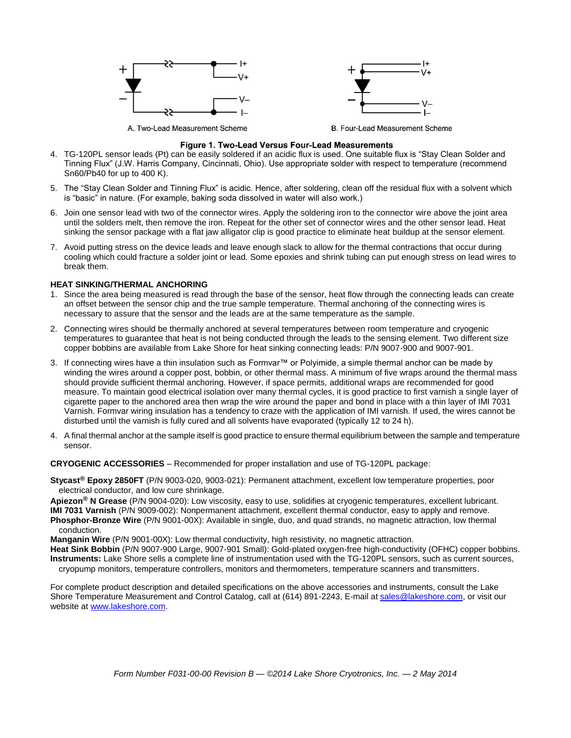+ 
−
I+
V+
V−
I−

A. Two-Lead Measurement Scheme

+
−
I+
V+
V−
I−

B. Four-Lead Measurement Scheme

**Figure 1. Two-Lead Versus Four-Lead Measurements**

4. TG-120PL sensor leads (Pt) can be easily soldered if an acidic flux is used. One suitable flux is "Stay Clean Solder and Tinning Flux" (J.W. Harris Company, Cincinnati, Ohio). Use appropriate solder with respect to temperature (recommend Sn60/Pb40 for up to 400 K).
5. The "Stay Clean Solder and Tinning Flux" is acidic. Hence, after soldering, clean off the residual flux with a solvent which is "basic" in nature. (For example, baking soda dissolved in water will also work.)
6. Join one sensor lead with two of the connector wires. Apply the soldering iron to the connector wire above the joint area until the solders melt, then remove the iron. Repeat for the other set of connector wires and the other sensor lead. Heat sinking the sensor package with a flat jaw alligator clip is good practice to eliminate heat buildup at the sensor element.
7. Avoid putting stress on the device leads and leave enough slack to allow for the thermal contractions that occur during cooling which could fracture a solder joint or lead. Some epoxies and shrink tubing can put enough stress on lead wires to break them.

**HEAT SINKING/THERMAL ANCHORING**

1. Since the area being measured is read through the base of the sensor, heat flow through the connecting leads can create an offset between the sensor chip and the true sample temperature. Thermal anchoring of the connecting wires is necessary to assure that the sensor and the leads are at the same temperature as the sample.
2. Connecting wires should be thermally anchored at several temperatures between room temperature and cryogenic temperatures to guarantee that heat is not being conducted through the leads to the sensing element. Two different size copper bobbins are available from Lake Shore for heat sinking connecting leads: P/N 9007-900 and 9007-901.
3. If connecting wires have a thin insulation such as Formvar™ or Polyimide, a simple thermal anchor can be made by winding the wires around a copper post, bobbin, or other thermal mass. A minimum of five wraps around the thermal mass should provide sufficient thermal anchoring. However, if space permits, additional wraps are recommended for good measure. To maintain good electrical isolation over many thermal cycles, it is good practice to first varnish a single layer of cigarette paper to the anchored area then wrap the wire around the paper and bond in place with a thin layer of IMI 7031 Varnish. Formvar wiring insulation has a tendency to craze with the application of IMI varnish. If used, the wires cannot be disturbed until the varnish is fully cured and all solvents have evaporated (typically 12 to 24 h).
4. A final thermal anchor at the sample itself is good practice to ensure thermal equilibrium between the sample and temperature sensor.

**CRYOGENIC ACCESSORIES** – Recommended for proper installation and use of TG-120PL package:

**Stycast® Epoxy 2850FT** (P/N 9003-020, 9003-021): Permanent attachment, excellent low temperature properties, poor electrical conductor, and low cure shrinkage.
**Apiezon® N Grease** (P/N 9004-020): Low viscosity, easy to use, solidifies at cryogenic temperatures, excellent lubricant.
**IMI 7031 Varnish** (P/N 9009-002): Nonpermanent attachment, excellent thermal conductor, easy to apply and remove.
**Phosphor-Bronze Wire** (P/N 9001-00X): Available in single, duo, and quad strands, no magnetic attraction, low thermal conduction.
**Manganin Wire** (P/N 9001-00X): Low thermal conductivity, high resistivity, no magnetic attraction.
**Heat Sink Bobbin** (P/N 9007-900 Large, 9007-901 Small): Gold-plated oxygen-free high-conductivity (OFHC) copper bobbins.
**Instruments:** Lake Shore sells a complete line of instrumentation used with the TG-120PL sensors, such as current sources, cryopump monitors, temperature controllers, monitors and thermometers, temperature scanners and transmitters.

For complete product description and detailed specifications on the above accessories and instruments, consult the Lake Shore Temperature Measurement and Control Catalog, call at (614) 891-2243, E-mail at sales@lakeshore.com, or visit our website at www.lakeshore.com.

*Form Number F031-00-00 Revision B — ©2014 Lake Shore Cryotronics, Inc. — 2 May 2014*